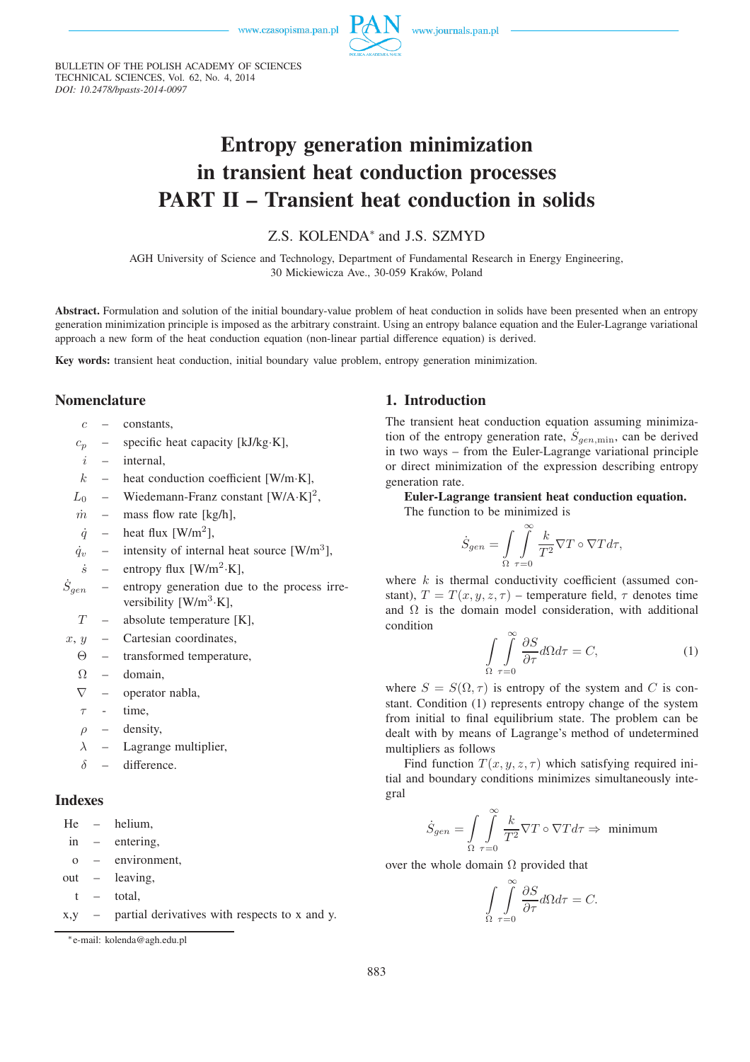BULLETIN OF THE POLISH ACADEMY OF SCIENCES
TECHNICAL SCIENCES, Vol. 62, No. 4, 2014
*DOI: 10.2478/bpasts-2014-0097*

# Entropy generation minimization in transient heat conduction processes PART II – Transient heat conduction in solids

Z.S. KOLENDA* and J.S. SZMYD

AGH University of Science and Technology, Department of Fundamental Research in Energy Engineering,
30 Mickiewicza Ave., 30-059 Kraków, Poland

**Abstract.** Formulation and solution of the initial boundary-value problem of heat conduction in solids have been presented when an entropy generation minimization principle is imposed as the arbitrary constraint. Using an entropy balance equation and the Euler-Lagrange variational approach a new form of the heat conduction equation (non-linear partial difference equation) is derived.

**Key words:** transient heat conduction, initial boundary value problem, entropy generation minimization.

## Nomenclature

| | | |
|---|---|---|
| $c$ | – | constants, |
| $c_p$ | – | specific heat capacity [kJ/kg·K], |
| $i$ | – | internal, |
| $k$ | – | heat conduction coefficient [W/m·K], |
| $L_0$ | – | Wiedemann-Franz constant [W/A·K]$^2$, |
| $\dot{m}$ | – | mass flow rate [kg/h], |
| $\dot{q}$ | – | heat flux [W/m$^2$], |
| $\dot{q}_v$ | – | intensity of internal heat source [W/m$^3$], |
| $\dot{s}$ | – | entropy flux [W/m$^2$·K], |
| $\dot{S}_{gen}$ | – | entropy generation due to the process irreversibility [W/m$^3$·K], |
| $T$ | – | absolute temperature [K], |
| $x$, $y$ | – | Cartesian coordinates, |
| $\Theta$ | – | transformed temperature, |
| $\Omega$ | – | domain, |
| $\nabla$ | – | operator nabla, |
| $\tau$ | - | time, |
| $\rho$ | – | density, |
| $\lambda$ | – | Lagrange multiplier, |
| $\delta$ | – | difference. |

## Indexes

| | | |
|---|---|---|
| He | – | helium, |
| in | – | entering, |
| o | – | environment, |
| out | – | leaving, |
| t | – | total, |
| x,y | – | partial derivatives with respects to x and y. |

*e-mail: kolenda@agh.edu.pl

## 1. Introduction

The transient heat conduction equation assuming minimization of the entropy generation rate, $\dot{S}_{gen,\min}$, can be derived in two ways – from the Euler-Lagrange variational principle or direct minimization of the expression describing entropy generation rate.

**Euler-Lagrange transient heat conduction equation.** The function to be minimized is

$$\dot{S}_{gen} = \int\limits_{\Omega} \int\limits_{\tau=0}^{\infty} \frac{k}{T^2} \nabla T \circ \nabla T d\tau,$$

where $k$ is thermal conductivity coefficient (assumed constant), $T = T(x, y, z, \tau)$ – temperature field, $\tau$ denotes time and $\Omega$ is the domain model consideration, with additional condition

$$\int\limits_{\Omega} \int\limits_{\tau=0}^{\infty} \frac{\partial S}{\partial \tau} d\Omega d\tau = C, \tag{1}$$

where $S = S(\Omega, \tau)$ is entropy of the system and $C$ is constant. Condition (1) represents entropy change of the system from initial to final equilibrium state. The problem can be dealt with by means of Lagrange's method of undetermined multipliers as follows

Find function $T(x, y, z, \tau)$ which satisfying required initial and boundary conditions minimizes simultaneously integral

$$\dot{S}_{gen} = \int\limits_{\Omega} \int\limits_{\tau=0}^{\infty} \frac{k}{T^2} \nabla T \circ \nabla T d\tau \Rightarrow \text{ minimum}$$

over the whole domain $\Omega$ provided that

$$\int\limits_{\Omega} \int\limits_{\tau=0}^{\infty} \frac{\partial S}{\partial \tau} d\Omega d\tau = C.$$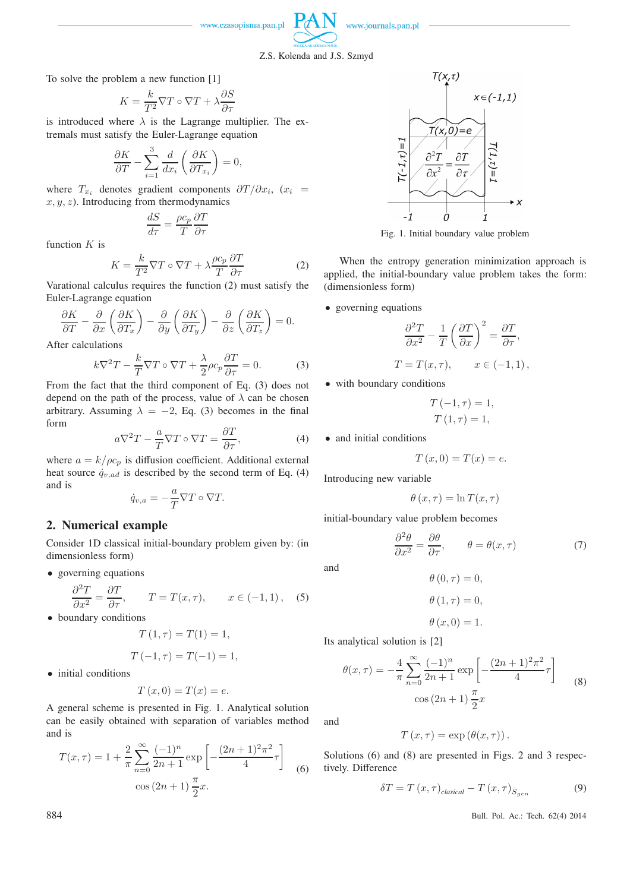To solve the problem a new function [1]

$$K = \frac{k}{T^2}\nabla T \circ \nabla T + \lambda \frac{\partial S}{\partial \tau}$$

is introduced where $\lambda$ is the Lagrange multiplier. The extremals must satisfy the Euler-Lagrange equation

$$\frac{\partial K}{\partial T} - \sum_{i=1}^{3} \frac{d}{dx_i}\left(\frac{\partial K}{\partial T_{x_i}}\right) = 0,$$

where $T_{x_i}$ denotes gradient components $\partial T/\partial x_i$, ($x_i = x, y, z$). Introducing from thermodynamics

$$\frac{dS}{d\tau} = \frac{\rho c_p}{T}\frac{\partial T}{\partial \tau}$$

function $K$ is

$$K = \frac{k}{T^2}\nabla T \circ \nabla T + \lambda \frac{\rho c_p}{T}\frac{\partial T}{\partial \tau} \tag{2}$$

Varational calculus requires the function (2) must satisfy the Euler-Lagrange equation

$$\frac{\partial K}{\partial T} - \frac{\partial}{\partial x}\left(\frac{\partial K}{\partial T_x}\right) - \frac{\partial}{\partial y}\left(\frac{\partial K}{\partial T_y}\right) - \frac{\partial}{\partial z}\left(\frac{\partial K}{\partial T_z}\right) = 0.$$

After calculations

$$k\nabla^2 T - \frac{k}{T}\nabla T \circ \nabla T + \frac{\lambda}{2}\rho c_p \frac{\partial T}{\partial \tau} = 0. \tag{3}$$

From the fact that the third component of Eq. (3) does not depend on the path of the process, value of $\lambda$ can be chosen arbitrary. Assuming $\lambda = -2$, Eq. (3) becomes in the final form

$$a\nabla^2 T - \frac{a}{T}\nabla T \circ \nabla T = \frac{\partial T}{\partial \tau}, \tag{4}$$

where $a = k/\rho c_p$ is diffusion coefficient. Additional external heat source $\dot{q}_{v,ad}$ is described by the second term of Eq. (4) and is

$$\dot{q}_{v,a} = -\frac{a}{T}\nabla T \circ \nabla T.$$

## 2. Numerical example

Consider 1D classical initial-boundary problem given by: (in dimensionless form)

- governing equations

$$\frac{\partial^2 T}{\partial x^2} = \frac{\partial T}{\partial \tau}, \qquad T = T(x,\tau), \qquad x \in (-1,1), \tag{5}$$

- boundary conditions

$$T(1,\tau) = T(1) = 1,$$

$$T(-1,\tau) = T(-1) = 1,$$

- initial conditions

$$T(x,0) = T(x) = e.$$

A general scheme is presented in Fig. 1. Analytical solution can be easily obtained with separation of variables method and is

$$T(x,\tau) = 1 + \frac{2}{\pi}\sum_{n=0}^{\infty} \frac{(-1)^n}{2n+1} \exp\left[-\frac{(2n+1)^2\pi^2}{4}\tau\right] \cos(2n+1)\frac{\pi}{2}x. \tag{6}$$

Fig. 1. Initial boundary value problem

When the entropy generation minimization approach is applied, the initial-boundary value problem takes the form: (dimensionless form)

- governing equations

$$\frac{\partial^2 T}{\partial x^2} - \frac{1}{T}\left(\frac{\partial T}{\partial x}\right)^2 = \frac{\partial T}{\partial \tau},$$

$$T = T(x,\tau), \qquad x \in (-1,1),$$

- with boundary conditions

$$T(-1,\tau) = 1,$$

$$T(1,\tau) = 1,$$

- and initial conditions

$$T(x,0) = T(x) = e.$$

Introducing new variable

$$\theta(x,\tau) = \ln T(x,\tau)$$

initial-boundary value problem becomes

$$\frac{\partial^2 \theta}{\partial x^2} = \frac{\partial \theta}{\partial \tau}, \qquad \theta = \theta(x,\tau) \tag{7}$$

and

$$\theta(0,\tau) = 0,$$

$$\theta(1,\tau) = 0,$$

$$\theta(x,0) = 1.$$

Its analytical solution is [2]

$$\theta(x,\tau) = -\frac{4}{\pi}\sum_{n=0}^{\infty} \frac{(-1)^n}{2n+1} \exp\left[-\frac{(2n+1)^2\pi^2}{4}\tau\right] \cos(2n+1)\frac{\pi}{2}x \tag{8}$$

and

$$T(x,\tau) = \exp(\theta(x,\tau)).$$

Solutions (6) and (8) are presented in Figs. 2 and 3 respectively. Difference

$$\delta T = T(x,\tau)_{clasical} - T(x,\tau)_{\dot{S}_{gen}} \tag{9}$$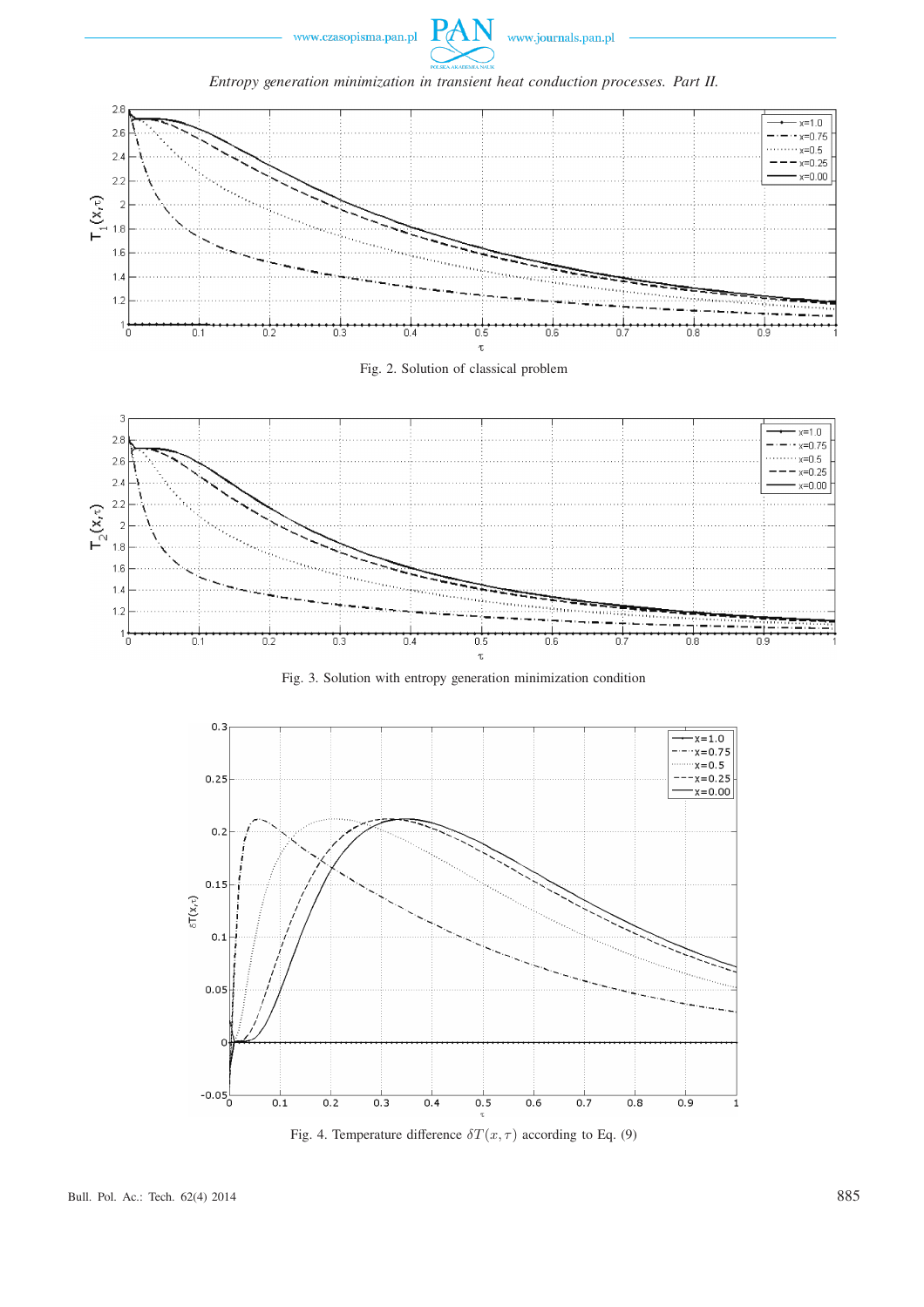Fig. 2. Solution of classical problem

Fig. 3. Solution with entropy generation minimization condition

Fig. 4. Temperature difference $\delta T(x,\tau)$ according to Eq. (9)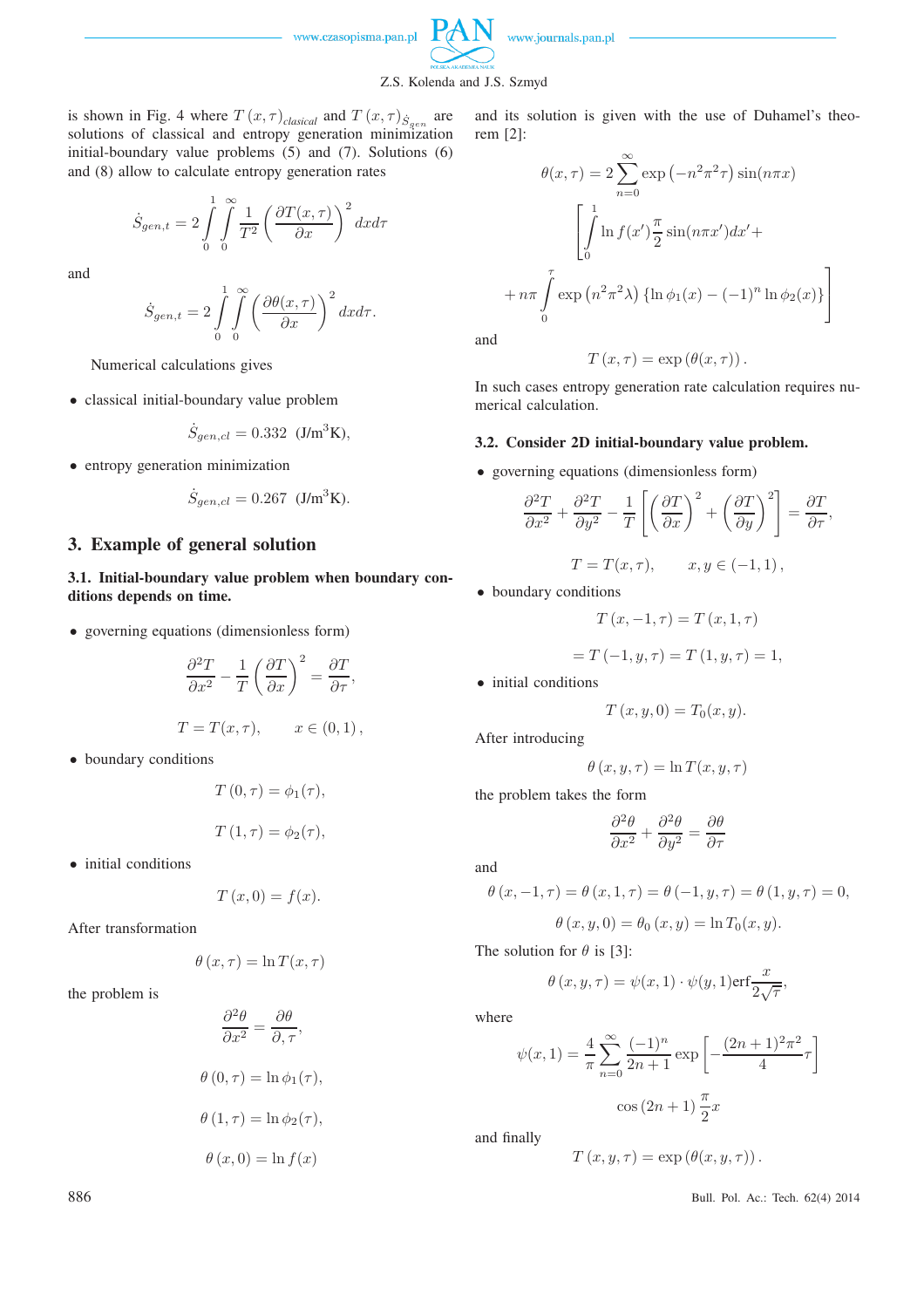is shown in Fig. 4 where $T(x,\tau)_{clasical}$ and $T(x,\tau)_{\dot{S}_{gen}}$ are solutions of classical and entropy generation minimization initial-boundary value problems (5) and (7). Solutions (6) and (8) allow to calculate entropy generation rates

$$\dot{S}_{gen,t} = 2\int_0^1\int_0^\infty \frac{1}{T^2}\left(\frac{\partial T(x,\tau)}{\partial x}\right)^2 dx d\tau$$

and

$$\dot{S}_{gen,t} = 2\int_0^1\int_0^\infty \left(\frac{\partial \theta(x,\tau)}{\partial x}\right)^2 dx d\tau.$$

Numerical calculations gives

- classical initial-boundary value problem

$$\dot{S}_{gen,cl} = 0.332 \ \ (\text{J/m}^3\text{K}),$$

- entropy generation minimization

$$\dot{S}_{gen,cl} = 0.267 \ \ (\text{J/m}^3\text{K}).$$

## 3. Example of general solution

### 3.1. Initial-boundary value problem when boundary conditions depends on time.

- governing equations (dimensionless form)

$$\frac{\partial^2 T}{\partial x^2} - \frac{1}{T}\left(\frac{\partial T}{\partial x}\right)^2 = \frac{\partial T}{\partial \tau},$$

$$T = T(x,\tau), \qquad x \in (0,1),$$

- boundary conditions

$$T(0,\tau) = \phi_1(\tau),$$

$$T(1,\tau) = \phi_2(\tau),$$

- initial conditions

$$T(x,0) = f(x).$$

After transformation

$$\theta(x,\tau) = \ln T(x,\tau)$$

the problem is

$$\frac{\partial^2 \theta}{\partial x^2} = \frac{\partial \theta}{\partial,\tau},$$

$$\theta(0,\tau) = \ln\phi_1(\tau),$$

$$\theta(1,\tau) = \ln\phi_2(\tau),$$

$$\theta(x,0) = \ln f(x)$$

and its solution is given with the use of Duhamel's theorem [2]:

$$\theta(x,\tau) = 2\sum_{n=0}^{\infty}\exp\left(-n^2\pi^2\tau\right)\sin(n\pi x)$$
$$\left[\int_0^1 \ln f(x')\frac{\pi}{2}\sin(n\pi x')dx' + \right.$$
$$\left. + n\pi\int_0^\tau \exp\left(n^2\pi^2\lambda\right)\left\{\ln\phi_1(x) - (-1)^n \ln\phi_2(x)\right\}\right]$$

and

$$T(x,\tau) = \exp(\theta(x,\tau)).$$

In such cases entropy generation rate calculation requires numerical calculation.

### 3.2. Consider 2D initial-boundary value problem.

- governing equations (dimensionless form)

$$\frac{\partial^2 T}{\partial x^2} + \frac{\partial^2 T}{\partial y^2} - \frac{1}{T}\left[\left(\frac{\partial T}{\partial x}\right)^2 + \left(\frac{\partial T}{\partial y}\right)^2\right] = \frac{\partial T}{\partial \tau},$$

$$T = T(x,\tau), \qquad x,y \in (-1,1),$$

- boundary conditions

$$T(x,-1,\tau) = T(x,1,\tau)$$

$$= T(-1,y,\tau) = T(1,y,\tau) = 1,$$

- initial conditions

$$T(x,y,0) = T_0(x,y).$$

After introducing

$$\theta(x,y,\tau) = \ln T(x,y,\tau)$$

the problem takes the form

$$\frac{\partial^2 \theta}{\partial x^2} + \frac{\partial^2 \theta}{\partial y^2} = \frac{\partial \theta}{\partial \tau}$$

and

$$\theta(x,-1,\tau) = \theta(x,1,\tau) = \theta(-1,y,\tau) = \theta(1,y,\tau) = 0,$$

$$\theta(x,y,0) = \theta_0(x,y) = \ln T_0(x,y).$$

The solution for $\theta$ is [3]:

$$\theta(x,y,\tau) = \psi(x,1)\cdot\psi(y,1)\text{erf}\frac{x}{2\sqrt{\tau}},$$

where

$$\psi(x,1) = \frac{4}{\pi}\sum_{n=0}^{\infty}\frac{(-1)^n}{2n+1}\exp\left[-\frac{(2n+1)^2\pi^2}{4}\tau\right]$$
$$\cos(2n+1)\frac{\pi}{2}x$$

and finally

$$T(x,y,\tau) = \exp(\theta(x,y,\tau)).$$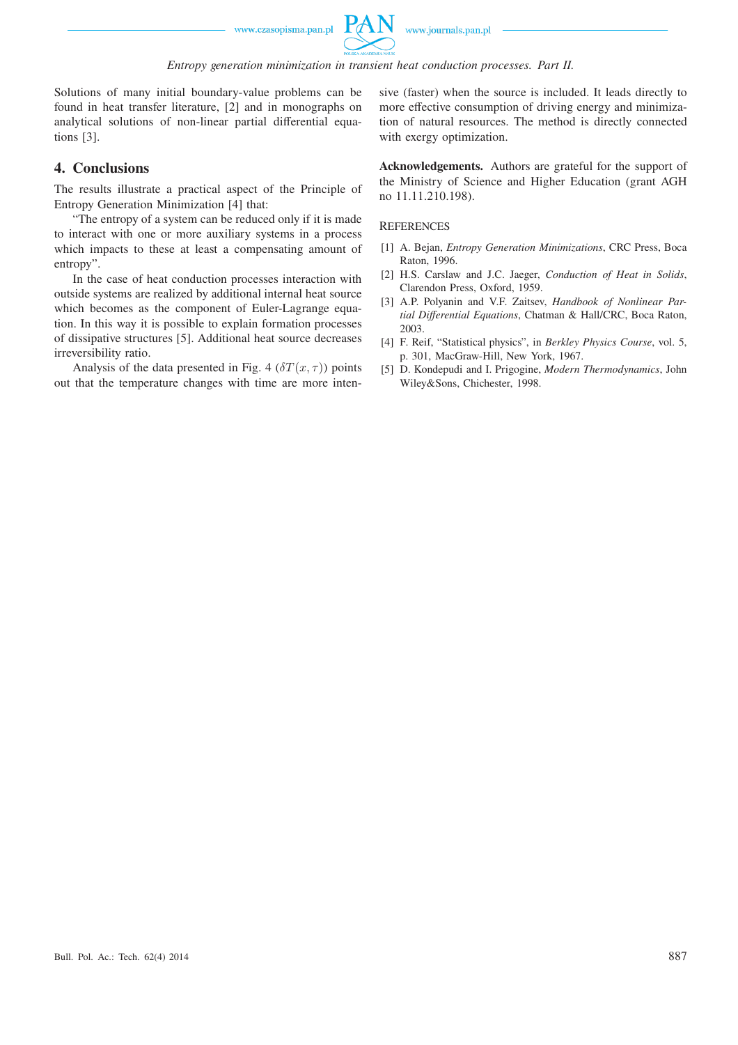Solutions of many initial boundary-value problems can be found in heat transfer literature, [2] and in monographs on analytical solutions of non-linear partial differential equations [3].

## 4. Conclusions

The results illustrate a practical aspect of the Principle of Entropy Generation Minimization [4] that:

"The entropy of a system can be reduced only if it is made to interact with one or more auxiliary systems in a process which impacts to these at least a compensating amount of entropy".

In the case of heat conduction processes interaction with outside systems are realized by additional internal heat source which becomes as the component of Euler-Lagrange equation. In this way it is possible to explain formation processes of dissipative structures [5]. Additional heat source decreases irreversibility ratio.

Analysis of the data presented in Fig. 4 ($\delta T(x,\tau)$) points out that the temperature changes with time are more intensive (faster) when the source is included. It leads directly to more effective consumption of driving energy and minimization of natural resources. The method is directly connected with exergy optimization.

**Acknowledgements.** Authors are grateful for the support of the Ministry of Science and Higher Education (grant AGH no 11.11.210.198).

## References

[1] A. Bejan, *Entropy Generation Minimizations*, CRC Press, Boca Raton, 1996.

[2] H.S. Carslaw and J.C. Jaeger, *Conduction of Heat in Solids*, Clarendon Press, Oxford, 1959.

[3] A.P. Polyanin and V.F. Zaitsev, *Handbook of Nonlinear Partial Differential Equations*, Chatman & Hall/CRC, Boca Raton, 2003.

[4] F. Reif, "Statistical physics", in *Berkley Physics Course*, vol. 5, p. 301, MacGraw-Hill, New York, 1967.

[5] D. Kondepudi and I. Prigogine, *Modern Thermodynamics*, John Wiley&Sons, Chichester, 1998.